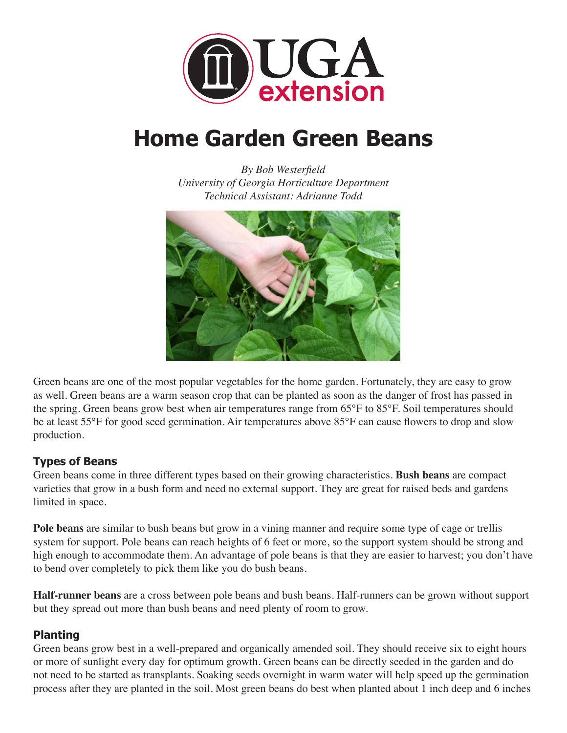# Home Garden Green Beans

*By Bob Westerfield*
*University of Georgia Horticulture Department*
*Technical Assistant: Adrianne Todd*

Green beans are one of the most popular vegetables for the home garden. Fortunately, they are easy to grow as well. Green beans are a warm season crop that can be planted as soon as the danger of frost has passed in the spring. Green beans grow best when air temperatures range from 65°F to 85°F. Soil temperatures should be at least 55°F for good seed germination. Air temperatures above 85°F can cause flowers to drop and slow production.

## Types of Beans

Green beans come in three different types based on their growing characteristics. **Bush beans** are compact varieties that grow in a bush form and need no external support. They are great for raised beds and gardens limited in space.

**Pole beans** are similar to bush beans but grow in a vining manner and require some type of cage or trellis system for support. Pole beans can reach heights of 6 feet or more, so the support system should be strong and high enough to accommodate them. An advantage of pole beans is that they are easier to harvest; you don't have to bend over completely to pick them like you do bush beans.

**Half-runner beans** are a cross between pole beans and bush beans. Half-runners can be grown without support but they spread out more than bush beans and need plenty of room to grow.

## Planting

Green beans grow best in a well-prepared and organically amended soil. They should receive six to eight hours or more of sunlight every day for optimum growth. Green beans can be directly seeded in the garden and do not need to be started as transplants. Soaking seeds overnight in warm water will help speed up the germination process after they are planted in the soil. Most green beans do best when planted about 1 inch deep and 6 inches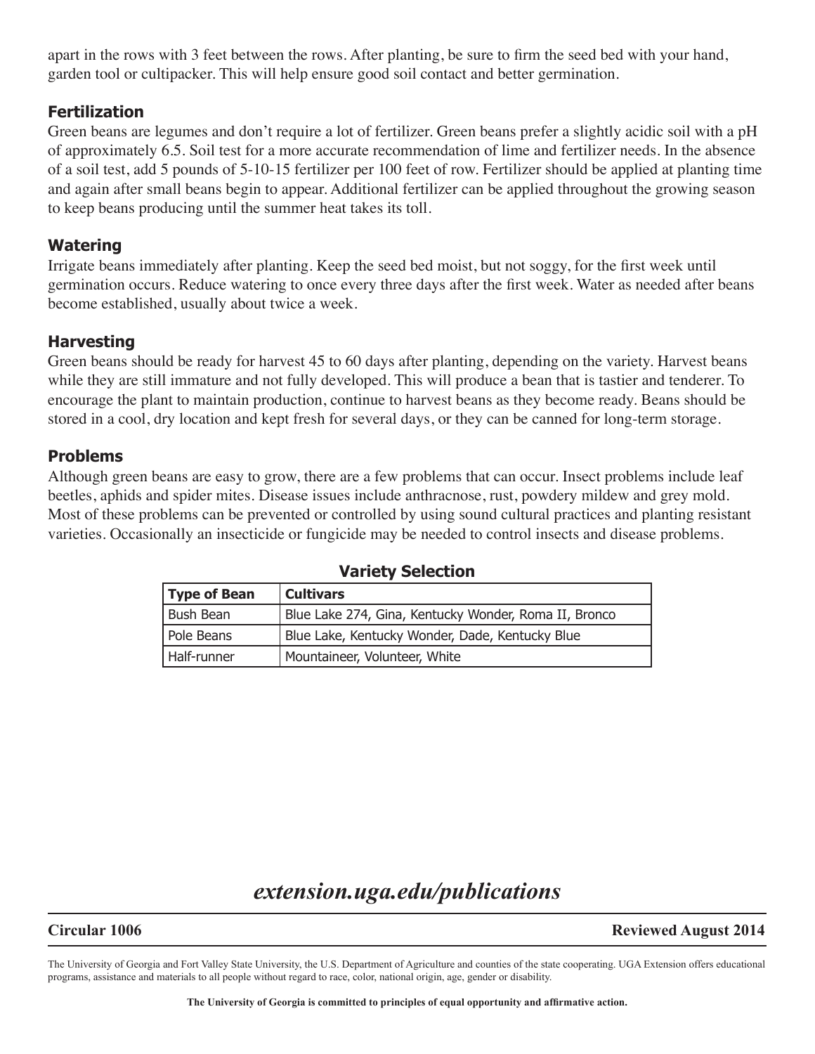apart in the rows with 3 feet between the rows. After planting, be sure to firm the seed bed with your hand, garden tool or cultipacker. This will help ensure good soil contact and better germination.

## Fertilization

Green beans are legumes and don't require a lot of fertilizer. Green beans prefer a slightly acidic soil with a pH of approximately 6.5. Soil test for a more accurate recommendation of lime and fertilizer needs. In the absence of a soil test, add 5 pounds of 5-10-15 fertilizer per 100 feet of row. Fertilizer should be applied at planting time and again after small beans begin to appear. Additional fertilizer can be applied throughout the growing season to keep beans producing until the summer heat takes its toll.

## Watering

Irrigate beans immediately after planting. Keep the seed bed moist, but not soggy, for the first week until germination occurs. Reduce watering to once every three days after the first week. Water as needed after beans become established, usually about twice a week.

## Harvesting

Green beans should be ready for harvest 45 to 60 days after planting, depending on the variety. Harvest beans while they are still immature and not fully developed. This will produce a bean that is tastier and tenderer. To encourage the plant to maintain production, continue to harvest beans as they become ready. Beans should be stored in a cool, dry location and kept fresh for several days, or they can be canned for long-term storage.

## Problems

Although green beans are easy to grow, there are a few problems that can occur. Insect problems include leaf beetles, aphids and spider mites. Disease issues include anthracnose, rust, powdery mildew and grey mold. Most of these problems can be prevented or controlled by using sound cultural practices and planting resistant varieties. Occasionally an insecticide or fungicide may be needed to control insects and disease problems.

**Variety Selection**

| Type of Bean | Cultivars |
|---|---|
| Bush Bean | Blue Lake 274, Gina, Kentucky Wonder, Roma II, Bronco |
| Pole Beans | Blue Lake, Kentucky Wonder, Dade, Kentucky Blue |
| Half-runner | Mountaineer, Volunteer, White |

***extension.uga.edu/publications***

**Circular 1006** **Reviewed August 2014**

The University of Georgia and Fort Valley State University, the U.S. Department of Agriculture and counties of the state cooperating. UGA Extension offers educational programs, assistance and materials to all people without regard to race, color, national origin, age, gender or disability.

**The University of Georgia is committed to principles of equal opportunity and affirmative action.**